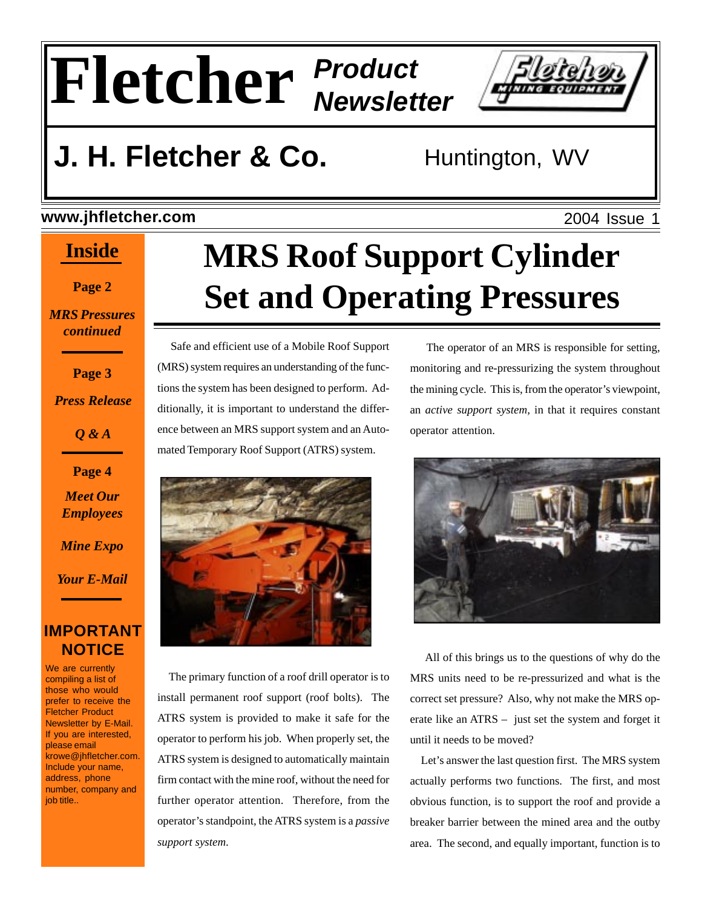# Fletcher Product Newsletter

## J. H. Fletcher & Co. — Huntington, WV

www.jhfletcher.com — 2004 Issue 1

**Inside**

**Page 2**
*MRS Pressures continued*

**Page 3**
*Press Release*
*Q & A*

**Page 4**
*Meet Our Employees*
*Mine Expo*
*Your E-Mail*

**IMPORTANT NOTICE**

We are currently compiling a list of those who would prefer to receive the Fletcher Product Newsletter by E-Mail. If you are interested, please email krowe@jhfletcher.com. Include your name, address, phone number, company and job title..

# MRS Roof Support Cylinder Set and Operating Pressures

Safe and efficient use of a Mobile Roof Support (MRS) system requires an understanding of the functions the system has been designed to perform. Additionally, it is important to understand the difference between an MRS support system and an Automated Temporary Roof Support (ATRS) system.

The primary function of a roof drill operator is to install permanent roof support (roof bolts). The ATRS system is provided to make it safe for the operator to perform his job. When properly set, the ATRS system is designed to automatically maintain firm contact with the mine roof, without the need for further operator attention. Therefore, from the operator's standpoint, the ATRS system is a *passive support system.*

The operator of an MRS is responsible for setting, monitoring and re-pressurizing the system throughout the mining cycle. This is, from the operator's viewpoint, an *active support system,* in that it requires constant operator attention.

All of this brings us to the questions of why do the MRS units need to be re-pressurized and what is the correct set pressure? Also, why not make the MRS operate like an ATRS – just set the system and forget it until it needs to be moved?

Let's answer the last question first. The MRS system actually performs two functions. The first, and most obvious function, is to support the roof and provide a breaker barrier between the mined area and the outby area. The second, and equally important, function is to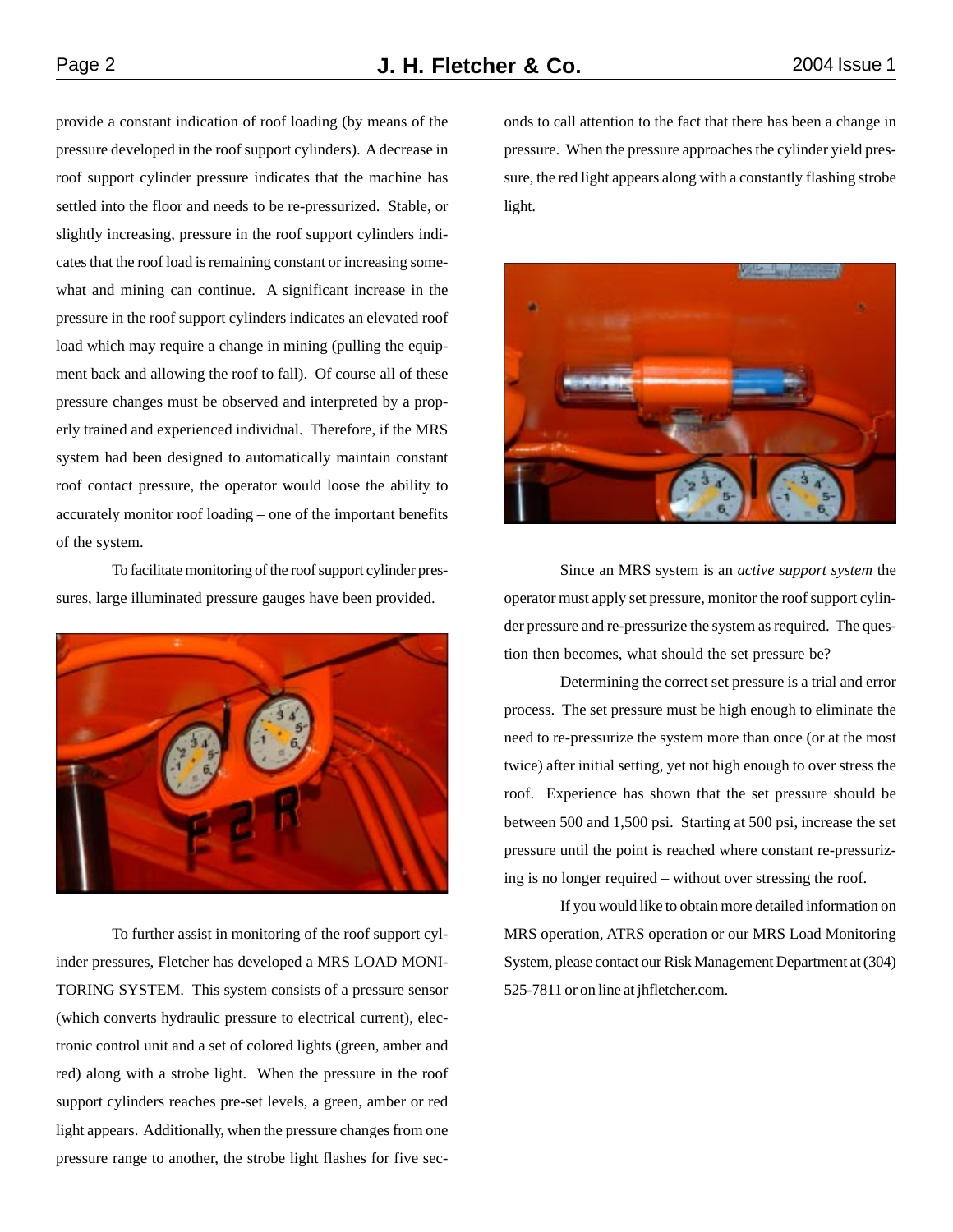provide a constant indication of roof loading (by means of the pressure developed in the roof support cylinders). A decrease in roof support cylinder pressure indicates that the machine has settled into the floor and needs to be re-pressurized. Stable, or slightly increasing, pressure in the roof support cylinders indicates that the roof load is remaining constant or increasing somewhat and mining can continue. A significant increase in the pressure in the roof support cylinders indicates an elevated roof load which may require a change in mining (pulling the equipment back and allowing the roof to fall). Of course all of these pressure changes must be observed and interpreted by a properly trained and experienced individual. Therefore, if the MRS system had been designed to automatically maintain constant roof contact pressure, the operator would loose the ability to accurately monitor roof loading – one of the important benefits of the system.

To facilitate monitoring of the roof support cylinder pressures, large illuminated pressure gauges have been provided.

To further assist in monitoring of the roof support cylinder pressures, Fletcher has developed a MRS LOAD MONITORING SYSTEM. This system consists of a pressure sensor (which converts hydraulic pressure to electrical current), electronic control unit and a set of colored lights (green, amber and red) along with a strobe light. When the pressure in the roof support cylinders reaches pre-set levels, a green, amber or red light appears. Additionally, when the pressure changes from one pressure range to another, the strobe light flashes for five seconds to call attention to the fact that there has been a change in pressure. When the pressure approaches the cylinder yield pressure, the red light appears along with a constantly flashing strobe light.

Since an MRS system is an *active support system* the operator must apply set pressure, monitor the roof support cylinder pressure and re-pressurize the system as required. The question then becomes, what should the set pressure be?

Determining the correct set pressure is a trial and error process. The set pressure must be high enough to eliminate the need to re-pressurize the system more than once (or at the most twice) after initial setting, yet not high enough to over stress the roof. Experience has shown that the set pressure should be between 500 and 1,500 psi. Starting at 500 psi, increase the set pressure until the point is reached where constant re-pressurizing is no longer required – without over stressing the roof.

If you would like to obtain more detailed information on MRS operation, ATRS operation or our MRS Load Monitoring System, please contact our Risk Management Department at (304) 525-7811 or on line at jhfletcher.com.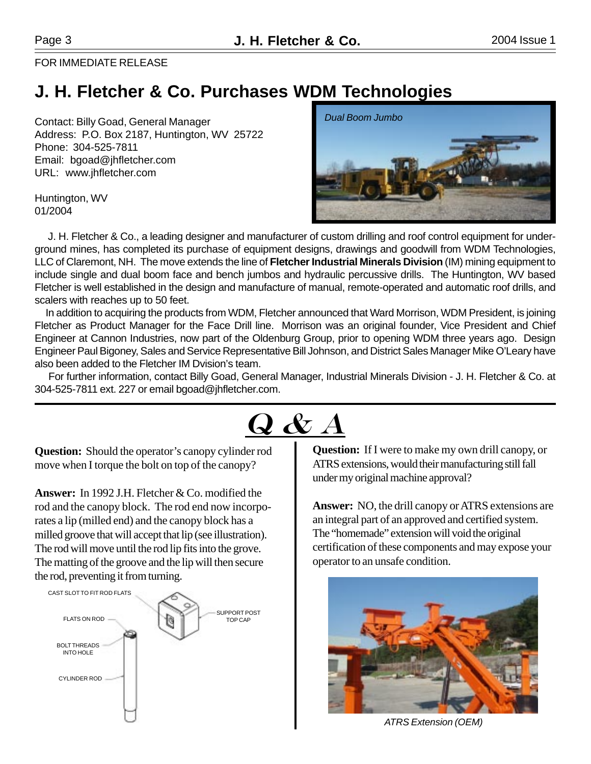FOR IMMEDIATE RELEASE

# J. H. Fletcher & Co. Purchases WDM Technologies

Contact: Billy Goad, General Manager
Address: P.O. Box 2187, Huntington, WV 25722
Phone: 304-525-7811
Email: bgoad@jhfletcher.com
URL: www.jhfletcher.com

Huntington, WV
01/2004

*Dual Boom Jumbo*

J. H. Fletcher & Co., a leading designer and manufacturer of custom drilling and roof control equipment for underground mines, has completed its purchase of equipment designs, drawings and goodwill from WDM Technologies, LLC of Claremont, NH. The move extends the line of **Fletcher Industrial Minerals Division** (IM) mining equipment to include single and dual boom face and bench jumbos and hydraulic percussive drills. The Huntington, WV based Fletcher is well established in the design and manufacture of manual, remote-operated and automatic roof drills, and scalers with reaches up to 50 feet.

In addition to acquiring the products from WDM, Fletcher announced that Ward Morrison, WDM President, is joining Fletcher as Product Manager for the Face Drill line. Morrison was an original founder, Vice President and Chief Engineer at Cannon Industries, now part of the Oldenburg Group, prior to opening WDM three years ago. Design Engineer Paul Bigoney, Sales and Service Representative Bill Johnson, and District Sales Manager Mike O'Leary have also been added to the Fletcher IM Dvision's team.

For further information, contact Billy Goad, General Manager, Industrial Minerals Division - J. H. Fletcher & Co. at 304-525-7811 ext. 227 or email bgoad@jhfletcher.com.

# Q & A

**Question:** Should the operator's canopy cylinder rod move when I torque the bolt on top of the canopy?

**Answer:** In 1992 J.H. Fletcher & Co. modified the rod and the canopy block. The rod end now incorporates a lip (milled end) and the canopy block has a milled groove that will accept that lip (see illustration). The rod will move until the rod lip fits into the grove. The matting of the groove and the lip will then secure the rod, preventing it from turning.

CAST SLOT TO FIT ROD FLATS
FLATS ON ROD
SUPPORT POST TOP CAP
BOLT THREADS INTO HOLE
CYLINDER ROD

**Question:** If I were to make my own drill canopy, or ATRS extensions, would their manufacturing still fall under my original machine approval?

**Answer:** NO, the drill canopy or ATRS extensions are an integral part of an approved and certified system. The "homemade" extension will void the original certification of these components and may expose your operator to an unsafe condition.

*ATRS Extension (OEM)*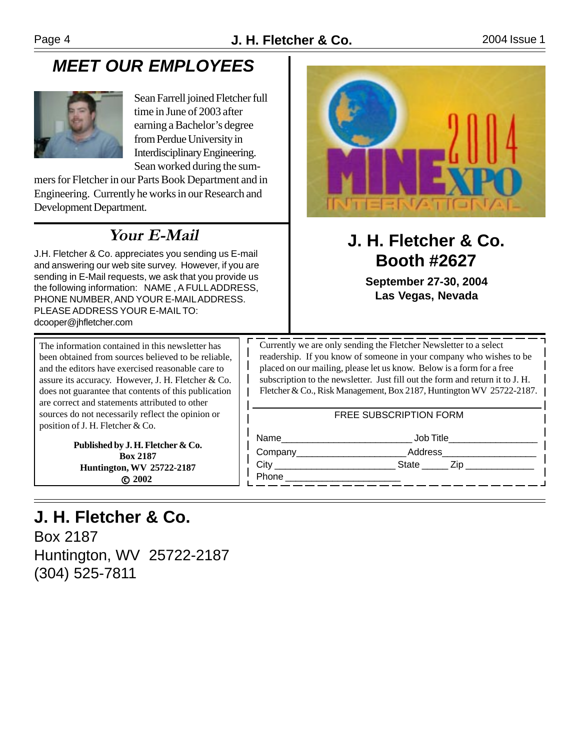## MEET OUR EMPLOYEES

Sean Farrell joined Fletcher full time in June of 2003 after earning a Bachelor's degree from Perdue University in Interdisciplinary Engineering. Sean worked during the summers for Fletcher in our Parts Book Department and in Engineering. Currently he works in our Research and Development Department.

## *Your E-Mail*

J.H. Fletcher & Co. appreciates you sending us E-mail and answering our web site survey. However, if you are sending in E-Mail requests, we ask that you provide us the following information: NAME , A FULL ADDRESS, PHONE NUMBER, AND YOUR E-MAIL ADDRESS. PLEASE ADDRESS YOUR E-MAIL TO: dcooper@jhfletcher.com

MINEXPO 2004 INTERNATIONAL

## J. H. Fletcher & Co. Booth #2627

**September 27-30, 2004**
**Las Vegas, Nevada**

The information contained in this newsletter has been obtained from sources believed to be reliable, and the editors have exercised reasonable care to assure its accuracy. However, J. H. Fletcher & Co. does not guarantee that contents of this publication are correct and statements attributed to other sources do not necessarily reflect the opinion or position of J. H. Fletcher & Co.

**Published by J. H. Fletcher & Co.**
**Box 2187**
**Huntington, WV 25722-2187**
**© 2002**

Currently we are only sending the Fletcher Newsletter to a select readership. If you know of someone in your company who wishes to be placed on our mailing, please let us know. Below is a form for a free subscription to the newsletter. Just fill out the form and return it to J. H. Fletcher & Co., Risk Management, Box 2187, Huntington WV 25722-2187.

FREE SUBSCRIPTION FORM

Name_________________________ Job Title_________________

Company____________________ Address__________________

City ______________________ State _____ Zip _____________

Phone _____________________

**J. H. Fletcher & Co.**
Box 2187
Huntington, WV 25722-2187
(304) 525-7811